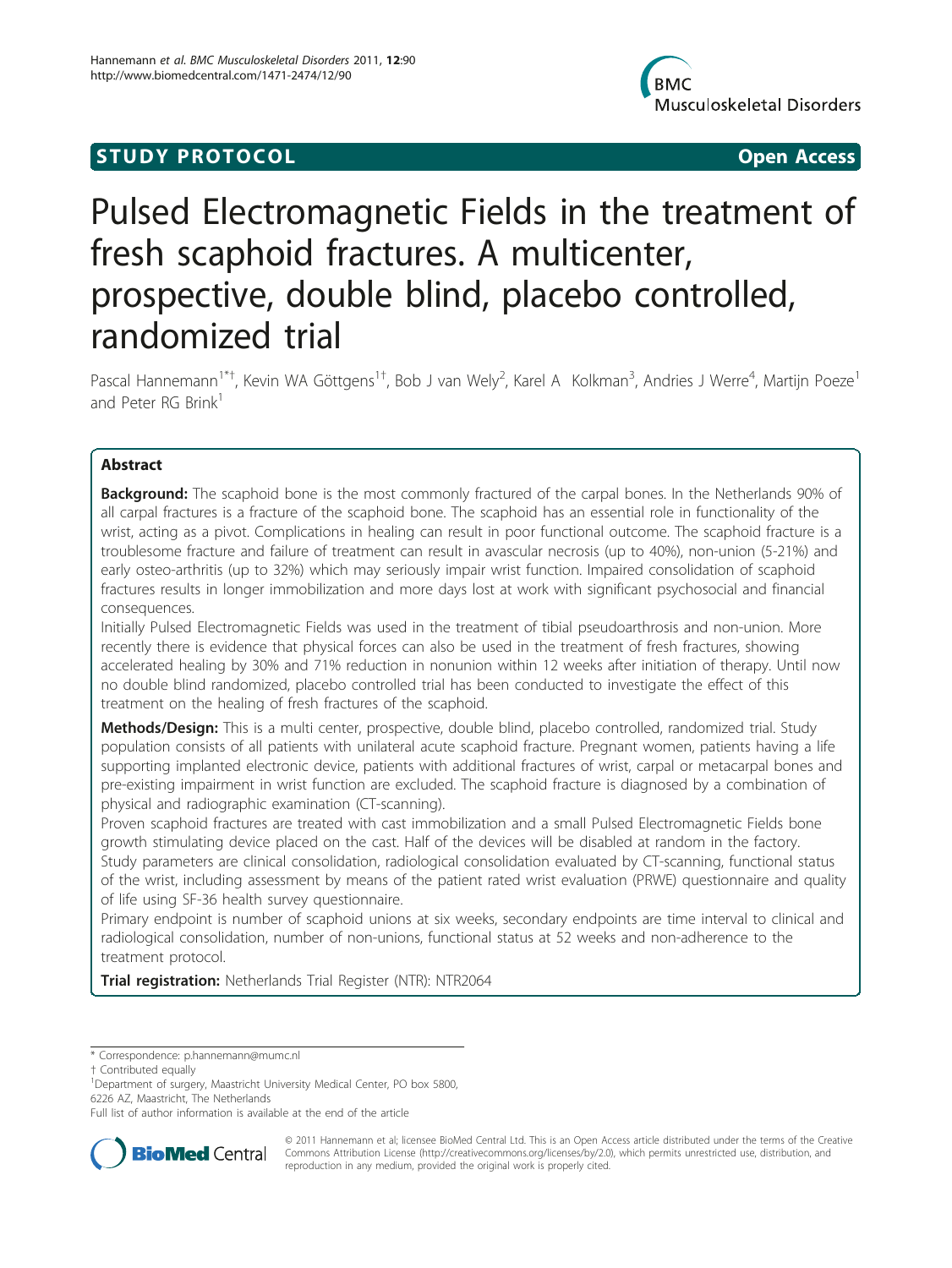STUDY PROTOCOL Open Access

# Pulsed Electromagnetic Fields in the treatment of fresh scaphoid fractures. A multicenter, prospective, double blind, placebo controlled, randomized trial

Pascal Hannemann[1*†], Kevin WA Göttgens[1†], Bob J van Wely[2], Karel A Kolkman[3], Andries J Werre[4], Martijn Poeze[1] and Peter RG Brink[1]

## Abstract

**Background:** The scaphoid bone is the most commonly fractured of the carpal bones. In the Netherlands 90% of all carpal fractures is a fracture of the scaphoid bone. The scaphoid has an essential role in functionality of the wrist, acting as a pivot. Complications in healing can result in poor functional outcome. The scaphoid fracture is a troublesome fracture and failure of treatment can result in avascular necrosis (up to 40%), non-union (5-21%) and early osteo-arthritis (up to 32%) which may seriously impair wrist function. Impaired consolidation of scaphoid fractures results in longer immobilization and more days lost at work with significant psychosocial and financial consequences.

Initially Pulsed Electromagnetic Fields was used in the treatment of tibial pseudoarthrosis and non-union. More recently there is evidence that physical forces can also be used in the treatment of fresh fractures, showing accelerated healing by 30% and 71% reduction in nonunion within 12 weeks after initiation of therapy. Until now no double blind randomized, placebo controlled trial has been conducted to investigate the effect of this treatment on the healing of fresh fractures of the scaphoid.

**Methods/Design:** This is a multi center, prospective, double blind, placebo controlled, randomized trial. Study population consists of all patients with unilateral acute scaphoid fracture. Pregnant women, patients having a life supporting implanted electronic device, patients with additional fractures of wrist, carpal or metacarpal bones and pre-existing impairment in wrist function are excluded. The scaphoid fracture is diagnosed by a combination of physical and radiographic examination (CT-scanning).

Proven scaphoid fractures are treated with cast immobilization and a small Pulsed Electromagnetic Fields bone growth stimulating device placed on the cast. Half of the devices will be disabled at random in the factory.

Study parameters are clinical consolidation, radiological consolidation evaluated by CT-scanning, functional status of the wrist, including assessment by means of the patient rated wrist evaluation (PRWE) questionnaire and quality of life using SF-36 health survey questionnaire.

Primary endpoint is number of scaphoid unions at six weeks, secondary endpoints are time interval to clinical and radiological consolidation, number of non-unions, functional status at 52 weeks and non-adherence to the treatment protocol.

**Trial registration:** Netherlands Trial Register (NTR): NTR2064

\* Correspondence: p.hannemann@mumc.nl

† Contributed equally

[1]Department of surgery, Maastricht University Medical Center, PO box 5800, 6226 AZ, Maastricht, The Netherlands

Full list of author information is available at the end of the article

© 2011 Hannemann et al; licensee BioMed Central Ltd. This is an Open Access article distributed under the terms of the Creative Commons Attribution License (http://creativecommons.org/licenses/by/2.0), which permits unrestricted use, distribution, and reproduction in any medium, provided the original work is properly cited.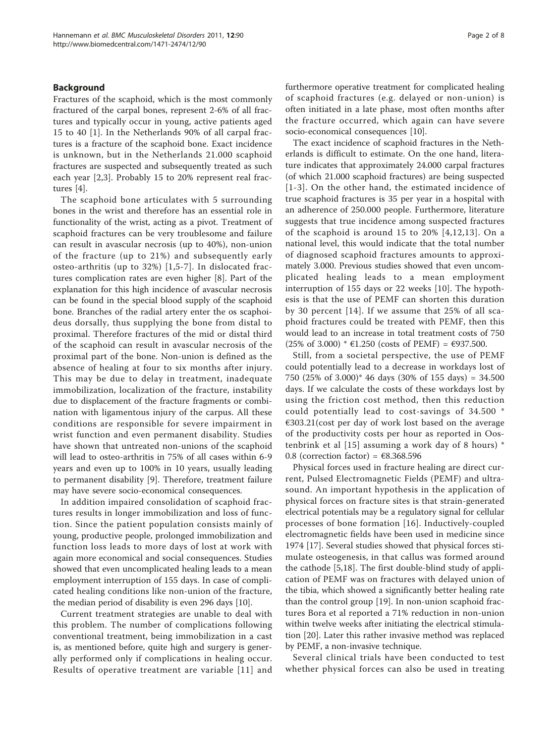## Background

Fractures of the scaphoid, which is the most commonly fractured of the carpal bones, represent 2-6% of all fractures and typically occur in young, active patients aged 15 to 40 [1]. In the Netherlands 90% of all carpal fractures is a fracture of the scaphoid bone. Exact incidence is unknown, but in the Netherlands 21.000 scaphoid fractures are suspected and subsequently treated as such each year [2,3]. Probably 15 to 20% represent real fractures [4].

The scaphoid bone articulates with 5 surrounding bones in the wrist and therefore has an essential role in functionality of the wrist, acting as a pivot. Treatment of scaphoid fractures can be very troublesome and failure can result in avascular necrosis (up to 40%), non-union of the fracture (up to 21%) and subsequently early osteo-arthritis (up to 32%) [1,5-7]. In dislocated fractures complication rates are even higher [8]. Part of the explanation for this high incidence of avascular necrosis can be found in the special blood supply of the scaphoid bone. Branches of the radial artery enter the os scaphoideus dorsally, thus supplying the bone from distal to proximal. Therefore fractures of the mid or distal third of the scaphoid can result in avascular necrosis of the proximal part of the bone. Non-union is defined as the absence of healing at four to six months after injury. This may be due to delay in treatment, inadequate immobilization, localization of the fracture, instability due to displacement of the fracture fragments or combination with ligamentous injury of the carpus. All these conditions are responsible for severe impairment in wrist function and even permanent disability. Studies have shown that untreated non-unions of the scaphoid will lead to osteo-arthritis in 75% of all cases within 6-9 years and even up to 100% in 10 years, usually leading to permanent disability [9]. Therefore, treatment failure may have severe socio-economical consequences.

In addition impaired consolidation of scaphoid fractures results in longer immobilization and loss of function. Since the patient population consists mainly of young, productive people, prolonged immobilization and function loss leads to more days of lost at work with again more economical and social consequences. Studies showed that even uncomplicated healing leads to a mean employment interruption of 155 days. In case of complicated healing conditions like non-union of the fracture, the median period of disability is even 296 days [10].

Current treatment strategies are unable to deal with this problem. The number of complications following conventional treatment, being immobilization in a cast is, as mentioned before, quite high and surgery is generally performed only if complications in healing occur. Results of operative treatment are variable [11] and furthermore operative treatment for complicated healing of scaphoid fractures (e.g. delayed or non-union) is often initiated in a late phase, most often months after the fracture occurred, which again can have severe socio-economical consequences [10].

The exact incidence of scaphoid fractures in the Netherlands is difficult to estimate. On the one hand, literature indicates that approximately 24.000 carpal fractures (of which 21.000 scaphoid fractures) are being suspected [1-3]. On the other hand, the estimated incidence of true scaphoid fractures is 35 per year in a hospital with an adherence of 250.000 people. Furthermore, literature suggests that true incidence among suspected fractures of the scaphoid is around 15 to 20% [4,12,13]. On a national level, this would indicate that the total number of diagnosed scaphoid fractures amounts to approximately 3.000. Previous studies showed that even uncomplicated healing leads to a mean employment interruption of 155 days or 22 weeks [10]. The hypothesis is that the use of PEMF can shorten this duration by 30 percent [14]. If we assume that 25% of all scaphoid fractures could be treated with PEMF, then this would lead to an increase in total treatment costs of 750 (25% of 3.000) * €1.250 (costs of PEMF) = €937.500.

Still, from a societal perspective, the use of PEMF could potentially lead to a decrease in workdays lost of 750 (25% of 3.000)* 46 days (30% of 155 days) = 34.500 days. If we calculate the costs of these workdays lost by using the friction cost method, then this reduction could potentially lead to cost-savings of 34.500 * €303.21(cost per day of work lost based on the average of the productivity costs per hour as reported in Oostenbrink et al [15] assuming a work day of 8 hours) * 0.8 (correction factor) = €8.368.596

Physical forces used in fracture healing are direct current, Pulsed Electromagnetic Fields (PEMF) and ultrasound. An important hypothesis in the application of physical forces on fracture sites is that strain-generated electrical potentials may be a regulatory signal for cellular processes of bone formation [16]. Inductively-coupled electromagnetic fields have been used in medicine since 1974 [17]. Several studies showed that physical forces stimulate osteogenesis, in that callus was formed around the cathode [5,18]. The first double-blind study of application of PEMF was on fractures with delayed union of the tibia, which showed a significantly better healing rate than the control group [19]. In non-union scaphoid fractures Bora et al reported a 71% reduction in non-union within twelve weeks after initiating the electrical stimulation [20]. Later this rather invasive method was replaced by PEMF, a non-invasive technique.

Several clinical trials have been conducted to test whether physical forces can also be used in treating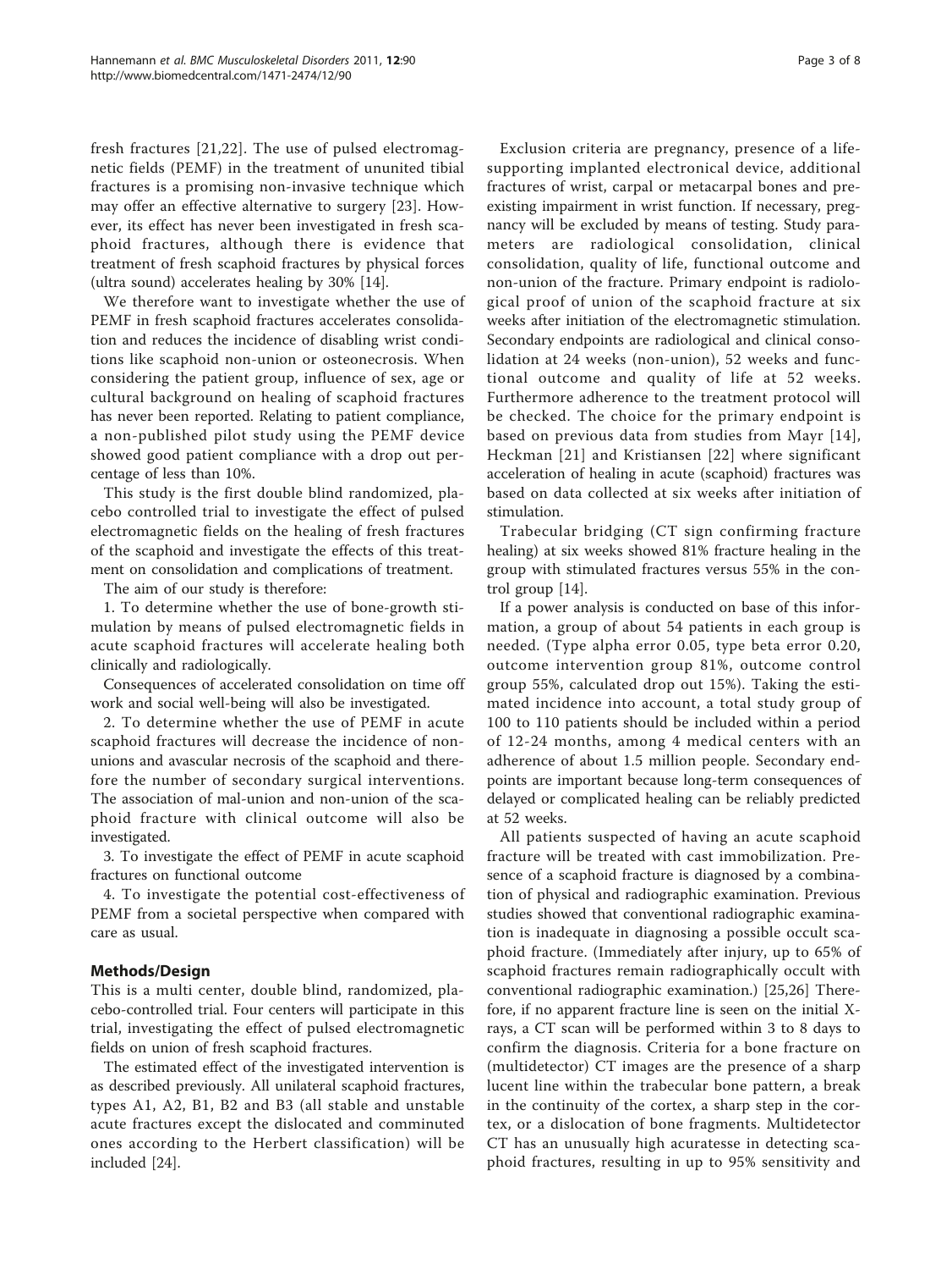fresh fractures [21,22]. The use of pulsed electromagnetic fields (PEMF) in the treatment of ununited tibial fractures is a promising non-invasive technique which may offer an effective alternative to surgery [23]. However, its effect has never been investigated in fresh scaphoid fractures, although there is evidence that treatment of fresh scaphoid fractures by physical forces (ultra sound) accelerates healing by 30% [14].

We therefore want to investigate whether the use of PEMF in fresh scaphoid fractures accelerates consolidation and reduces the incidence of disabling wrist conditions like scaphoid non-union or osteonecrosis. When considering the patient group, influence of sex, age or cultural background on healing of scaphoid fractures has never been reported. Relating to patient compliance, a non-published pilot study using the PEMF device showed good patient compliance with a drop out percentage of less than 10%.

This study is the first double blind randomized, placebo controlled trial to investigate the effect of pulsed electromagnetic fields on the healing of fresh fractures of the scaphoid and investigate the effects of this treatment on consolidation and complications of treatment.

The aim of our study is therefore:

1. To determine whether the use of bone-growth stimulation by means of pulsed electromagnetic fields in acute scaphoid fractures will accelerate healing both clinically and radiologically.

Consequences of accelerated consolidation on time off work and social well-being will also be investigated.

2. To determine whether the use of PEMF in acute scaphoid fractures will decrease the incidence of non-unions and avascular necrosis of the scaphoid and therefore the number of secondary surgical interventions. The association of mal-union and non-union of the scaphoid fracture with clinical outcome will also be investigated.

3. To investigate the effect of PEMF in acute scaphoid fractures on functional outcome

4. To investigate the potential cost-effectiveness of PEMF from a societal perspective when compared with care as usual.

## Methods/Design

This is a multi center, double blind, randomized, placebo-controlled trial. Four centers will participate in this trial, investigating the effect of pulsed electromagnetic fields on union of fresh scaphoid fractures.

The estimated effect of the investigated intervention is as described previously. All unilateral scaphoid fractures, types A1, A2, B1, B2 and B3 (all stable and unstable acute fractures except the dislocated and comminuted ones according to the Herbert classification) will be included [24].

Exclusion criteria are pregnancy, presence of a life-supporting implanted electronical device, additional fractures of wrist, carpal or metacarpal bones and preexisting impairment in wrist function. If necessary, pregnancy will be excluded by means of testing. Study parameters are radiological consolidation, clinical consolidation, quality of life, functional outcome and non-union of the fracture. Primary endpoint is radiological proof of union of the scaphoid fracture at six weeks after initiation of the electromagnetic stimulation. Secondary endpoints are radiological and clinical consolidation at 24 weeks (non-union), 52 weeks and functional outcome and quality of life at 52 weeks. Furthermore adherence to the treatment protocol will be checked. The choice for the primary endpoint is based on previous data from studies from Mayr [14], Heckman [21] and Kristiansen [22] where significant acceleration of healing in acute (scaphoid) fractures was based on data collected at six weeks after initiation of stimulation.

Trabecular bridging (CT sign confirming fracture healing) at six weeks showed 81% fracture healing in the group with stimulated fractures versus 55% in the control group [14].

If a power analysis is conducted on base of this information, a group of about 54 patients in each group is needed. (Type alpha error 0.05, type beta error 0.20, outcome intervention group 81%, outcome control group 55%, calculated drop out 15%). Taking the estimated incidence into account, a total study group of 100 to 110 patients should be included within a period of 12-24 months, among 4 medical centers with an adherence of about 1.5 million people. Secondary endpoints are important because long-term consequences of delayed or complicated healing can be reliably predicted at 52 weeks.

All patients suspected of having an acute scaphoid fracture will be treated with cast immobilization. Presence of a scaphoid fracture is diagnosed by a combination of physical and radiographic examination. Previous studies showed that conventional radiographic examination is inadequate in diagnosing a possible occult scaphoid fracture. (Immediately after injury, up to 65% of scaphoid fractures remain radiographically occult with conventional radiographic examination.) [25,26] Therefore, if no apparent fracture line is seen on the initial X-rays, a CT scan will be performed within 3 to 8 days to confirm the diagnosis. Criteria for a bone fracture on (multidetector) CT images are the presence of a sharp lucent line within the trabecular bone pattern, a break in the continuity of the cortex, a sharp step in the cortex, or a dislocation of bone fragments. Multidetector CT has an unusually high acuratesse in detecting scaphoid fractures, resulting in up to 95% sensitivity and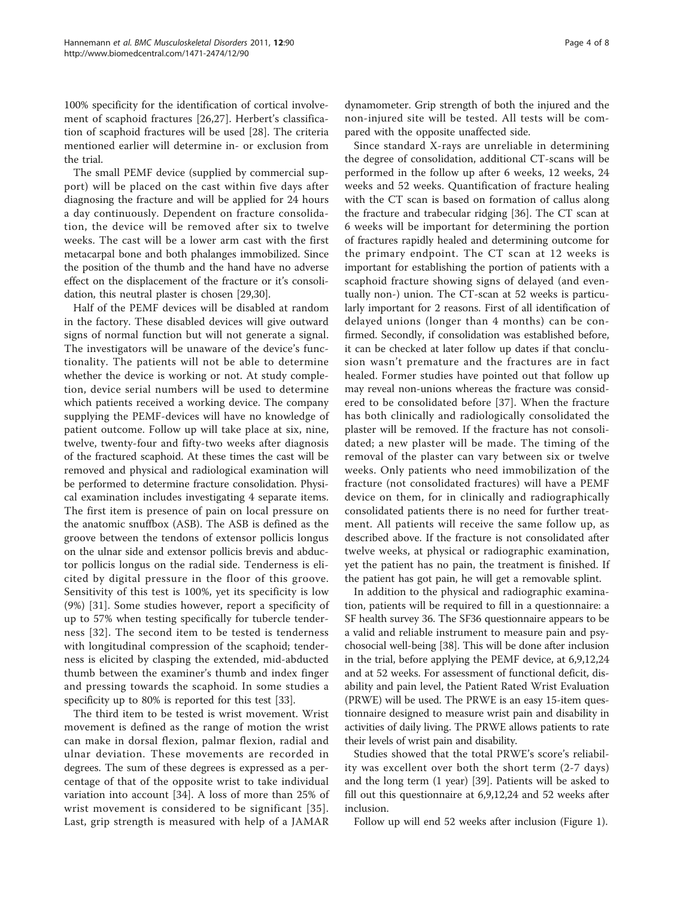100% specificity for the identification of cortical involvement of scaphoid fractures [26,27]. Herbert's classification of scaphoid fractures will be used [28]. The criteria mentioned earlier will determine in- or exclusion from the trial.

The small PEMF device (supplied by commercial support) will be placed on the cast within five days after diagnosing the fracture and will be applied for 24 hours a day continuously. Dependent on fracture consolidation, the device will be removed after six to twelve weeks. The cast will be a lower arm cast with the first metacarpal bone and both phalanges immobilized. Since the position of the thumb and the hand have no adverse effect on the displacement of the fracture or it's consolidation, this neutral plaster is chosen [29,30].

Half of the PEMF devices will be disabled at random in the factory. These disabled devices will give outward signs of normal function but will not generate a signal. The investigators will be unaware of the device's functionality. The patients will not be able to determine whether the device is working or not. At study completion, device serial numbers will be used to determine which patients received a working device. The company supplying the PEMF-devices will have no knowledge of patient outcome. Follow up will take place at six, nine, twelve, twenty-four and fifty-two weeks after diagnosis of the fractured scaphoid. At these times the cast will be removed and physical and radiological examination will be performed to determine fracture consolidation. Physical examination includes investigating 4 separate items. The first item is presence of pain on local pressure on the anatomic snuffbox (ASB). The ASB is defined as the groove between the tendons of extensor pollicis longus on the ulnar side and extensor pollicis brevis and abductor pollicis longus on the radial side. Tenderness is elicited by digital pressure in the floor of this groove. Sensitivity of this test is 100%, yet its specificity is low (9%) [31]. Some studies however, report a specificity of up to 57% when testing specifically for tubercle tenderness [32]. The second item to be tested is tenderness with longitudinal compression of the scaphoid; tenderness is elicited by clasping the extended, mid-abducted thumb between the examiner's thumb and index finger and pressing towards the scaphoid. In some studies a specificity up to 80% is reported for this test [33].

The third item to be tested is wrist movement. Wrist movement is defined as the range of motion the wrist can make in dorsal flexion, palmar flexion, radial and ulnar deviation. These movements are recorded in degrees. The sum of these degrees is expressed as a percentage of that of the opposite wrist to take individual variation into account [34]. A loss of more than 25% of wrist movement is considered to be significant [35]. Last, grip strength is measured with help of a JAMAR dynamometer. Grip strength of both the injured and the non-injured site will be tested. All tests will be compared with the opposite unaffected side.

Since standard X-rays are unreliable in determining the degree of consolidation, additional CT-scans will be performed in the follow up after 6 weeks, 12 weeks, 24 weeks and 52 weeks. Quantification of fracture healing with the CT scan is based on formation of callus along the fracture and trabecular ridging [36]. The CT scan at 6 weeks will be important for determining the portion of fractures rapidly healed and determining outcome for the primary endpoint. The CT scan at 12 weeks is important for establishing the portion of patients with a scaphoid fracture showing signs of delayed (and eventually non-) union. The CT-scan at 52 weeks is particularly important for 2 reasons. First of all identification of delayed unions (longer than 4 months) can be confirmed. Secondly, if consolidation was established before, it can be checked at later follow up dates if that conclusion wasn't premature and the fractures are in fact healed. Former studies have pointed out that follow up may reveal non-unions whereas the fracture was considered to be consolidated before [37]. When the fracture has both clinically and radiologically consolidated the plaster will be removed. If the fracture has not consolidated; a new plaster will be made. The timing of the removal of the plaster can vary between six or twelve weeks. Only patients who need immobilization of the fracture (not consolidated fractures) will have a PEMF device on them, for in clinically and radiographically consolidated patients there is no need for further treatment. All patients will receive the same follow up, as described above. If the fracture is not consolidated after twelve weeks, at physical or radiographic examination, yet the patient has no pain, the treatment is finished. If the patient has got pain, he will get a removable splint.

In addition to the physical and radiographic examination, patients will be required to fill in a questionnaire: a SF health survey 36. The SF36 questionnaire appears to be a valid and reliable instrument to measure pain and psychosocial well-being [38]. This will be done after inclusion in the trial, before applying the PEMF device, at 6,9,12,24 and at 52 weeks. For assessment of functional deficit, disability and pain level, the Patient Rated Wrist Evaluation (PRWE) will be used. The PRWE is an easy 15-item questionnaire designed to measure wrist pain and disability in activities of daily living. The PRWE allows patients to rate their levels of wrist pain and disability.

Studies showed that the total PRWE's score's reliability was excellent over both the short term (2-7 days) and the long term (1 year) [39]. Patients will be asked to fill out this questionnaire at 6,9,12,24 and 52 weeks after inclusion.

Follow up will end 52 weeks after inclusion (Figure 1).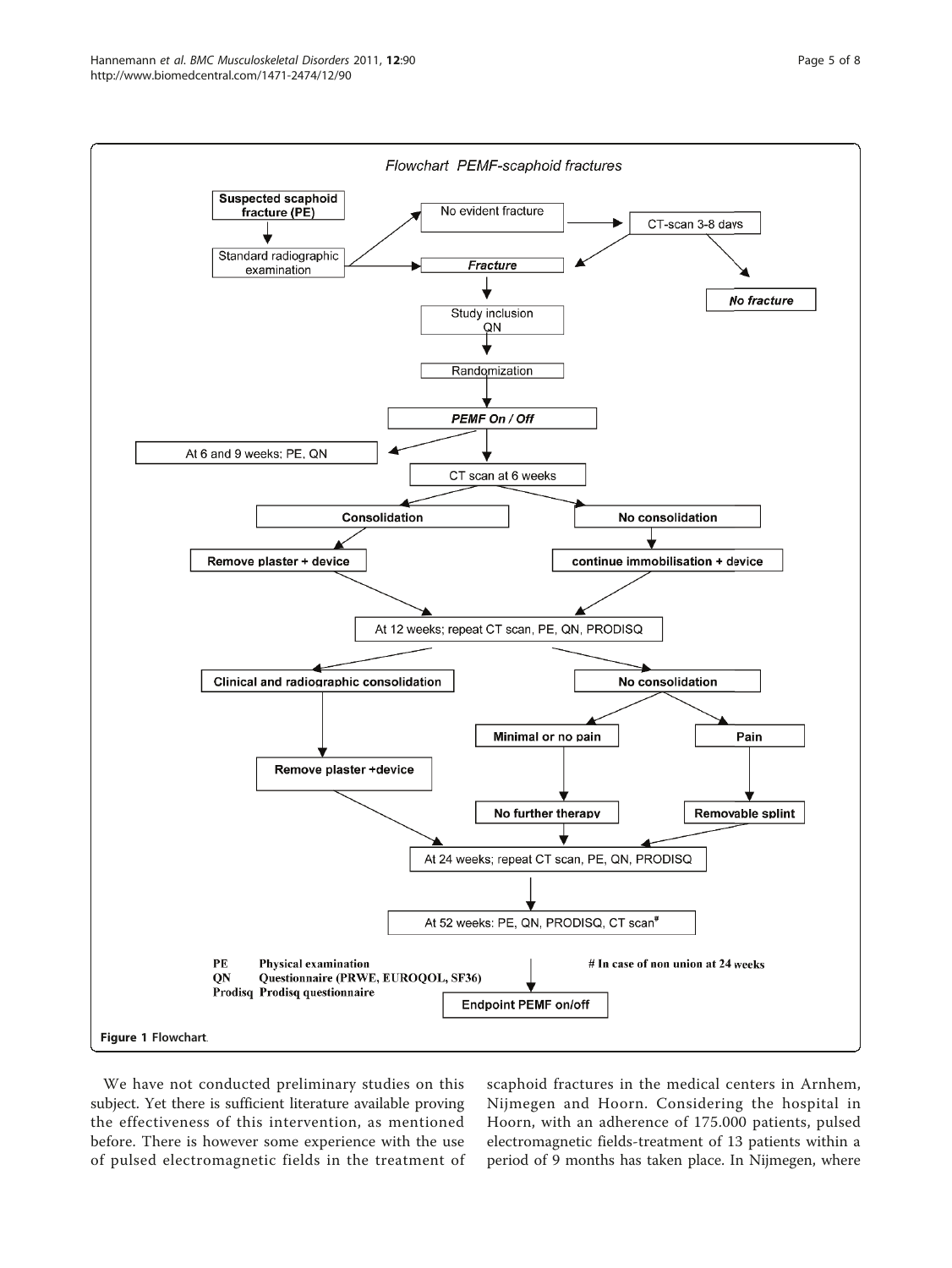Flowchart PEMF-scaphoid fractures

Suspected scaphoid fracture (PE)

Standard radiographic examination

No evident fracture

CT-scan 3-8 days

Fracture

No fracture

Study inclusion QN

Randomization

PEMF On / Off

At 6 and 9 weeks: PE, QN

CT scan at 6 weeks

Consolidation

No consolidation

Remove plaster + device

continue immobilisation + device

At 12 weeks; repeat CT scan, PE, QN, PRODISQ

Clinical and radiographic consolidation

No consolidation

Minimal or no pain

Pain

Remove plaster +device

No further therapy

Removable splint

At 24 weeks; repeat CT scan, PE, QN, PRODISQ

At 52 weeks: PE, QN, PRODISQ, CT scan#

PE Physical examination

QN Questionnaire (PRWE, EUROQOL, SF36)

Prodisq Prodisq questionnaire

# In case of non union at 24 weeks

Endpoint PEMF on/off

**Figure 1** Flowchart.

We have not conducted preliminary studies on this subject. Yet there is sufficient literature available proving the effectiveness of this intervention, as mentioned before. There is however some experience with the use of pulsed electromagnetic fields in the treatment of scaphoid fractures in the medical centers in Arnhem, Nijmegen and Hoorn. Considering the hospital in Hoorn, with an adherence of 175.000 patients, pulsed electromagnetic fields-treatment of 13 patients within a period of 9 months has taken place. In Nijmegen, where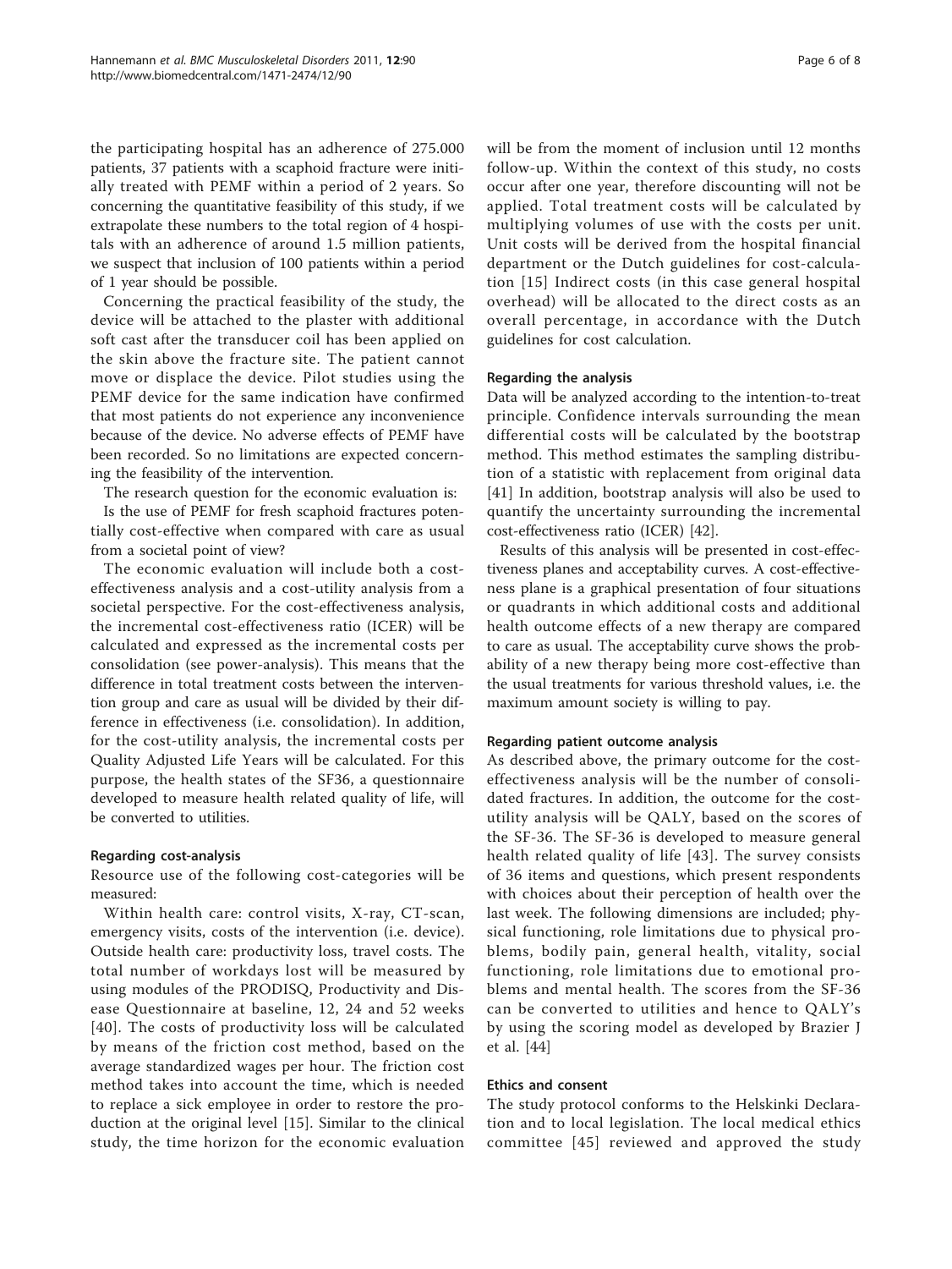the participating hospital has an adherence of 275.000 patients, 37 patients with a scaphoid fracture were initially treated with PEMF within a period of 2 years. So concerning the quantitative feasibility of this study, if we extrapolate these numbers to the total region of 4 hospitals with an adherence of around 1.5 million patients, we suspect that inclusion of 100 patients within a period of 1 year should be possible.

Concerning the practical feasibility of the study, the device will be attached to the plaster with additional soft cast after the transducer coil has been applied on the skin above the fracture site. The patient cannot move or displace the device. Pilot studies using the PEMF device for the same indication have confirmed that most patients do not experience any inconvenience because of the device. No adverse effects of PEMF have been recorded. So no limitations are expected concerning the feasibility of the intervention.

The research question for the economic evaluation is:

Is the use of PEMF for fresh scaphoid fractures potentially cost-effective when compared with care as usual from a societal point of view?

The economic evaluation will include both a cost-effectiveness analysis and a cost-utility analysis from a societal perspective. For the cost-effectiveness analysis, the incremental cost-effectiveness ratio (ICER) will be calculated and expressed as the incremental costs per consolidation (see power-analysis). This means that the difference in total treatment costs between the intervention group and care as usual will be divided by their difference in effectiveness (i.e. consolidation). In addition, for the cost-utility analysis, the incremental costs per Quality Adjusted Life Years will be calculated. For this purpose, the health states of the SF36, a questionnaire developed to measure health related quality of life, will be converted to utilities.

#### Regarding cost-analysis

Resource use of the following cost-categories will be measured:

Within health care: control visits, X-ray, CT-scan, emergency visits, costs of the intervention (i.e. device). Outside health care: productivity loss, travel costs. The total number of workdays lost will be measured by using modules of the PRODISQ, Productivity and Disease Questionnaire at baseline, 12, 24 and 52 weeks [40]. The costs of productivity loss will be calculated by means of the friction cost method, based on the average standardized wages per hour. The friction cost method takes into account the time, which is needed to replace a sick employee in order to restore the production at the original level [15]. Similar to the clinical study, the time horizon for the economic evaluation will be from the moment of inclusion until 12 months follow-up. Within the context of this study, no costs occur after one year, therefore discounting will not be applied. Total treatment costs will be calculated by multiplying volumes of use with the costs per unit. Unit costs will be derived from the hospital financial department or the Dutch guidelines for cost-calculation [15] Indirect costs (in this case general hospital overhead) will be allocated to the direct costs as an overall percentage, in accordance with the Dutch guidelines for cost calculation.

#### Regarding the analysis

Data will be analyzed according to the intention-to-treat principle. Confidence intervals surrounding the mean differential costs will be calculated by the bootstrap method. This method estimates the sampling distribution of a statistic with replacement from original data [41] In addition, bootstrap analysis will also be used to quantify the uncertainty surrounding the incremental cost-effectiveness ratio (ICER) [42].

Results of this analysis will be presented in cost-effectiveness planes and acceptability curves. A cost-effectiveness plane is a graphical presentation of four situations or quadrants in which additional costs and additional health outcome effects of a new therapy are compared to care as usual. The acceptability curve shows the probability of a new therapy being more cost-effective than the usual treatments for various threshold values, i.e. the maximum amount society is willing to pay.

#### Regarding patient outcome analysis

As described above, the primary outcome for the cost-effectiveness analysis will be the number of consolidated fractures. In addition, the outcome for the cost-utility analysis will be QALY, based on the scores of the SF-36. The SF-36 is developed to measure general health related quality of life [43]. The survey consists of 36 items and questions, which present respondents with choices about their perception of health over the last week. The following dimensions are included; physical functioning, role limitations due to physical problems, bodily pain, general health, vitality, social functioning, role limitations due to emotional problems and mental health. The scores from the SF-36 can be converted to utilities and hence to QALY's by using the scoring model as developed by Brazier J et al. [44]

### Ethics and consent

The study protocol conforms to the Helskinki Declaration and to local legislation. The local medical ethics committee [45] reviewed and approved the study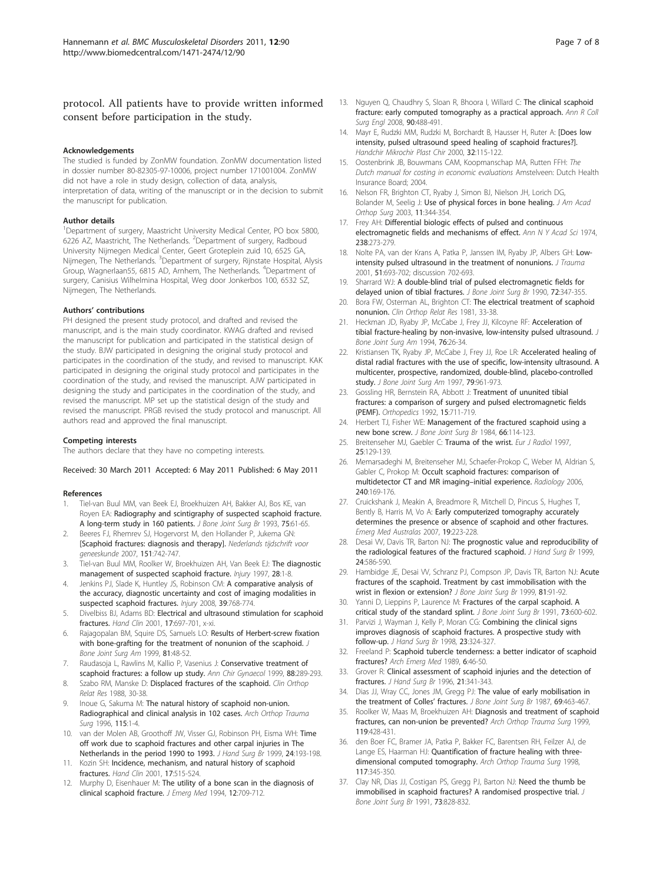protocol. All patients have to provide written informed consent before participation in the study.

#### Acknowledgements

The studied is funded by ZonMW foundation. ZonMW documentation listed in dossier number 80-82305-97-10006, project number 171001004. ZonMW did not have a role in study design, collection of data, analysis, interpretation of data, writing of the manuscript or in the decision to submit the manuscript for publication.

#### Author details

[1]Department of surgery, Maastricht University Medical Center, PO box 5800, 6226 AZ, Maastricht, The Netherlands. [2]Department of surgery, Radboud University Nijmegen Medical Center, Geert Groteplein zuid 10, 6525 GA, Nijmegen, The Netherlands. [3]Department of surgery, Rijnstate Hospital, Alysis Group, Wagnerlaan55, 6815 AD, Arnhem, The Netherlands. [4]Department of surgery, Canisius Wilhelmina Hospital, Weg door Jonkerbos 100, 6532 SZ, Nijmegen, The Netherlands.

#### Authors' contributions

PH designed the present study protocol, and drafted and revised the manuscript, and is the main study coordinator. KWAG drafted and revised the manuscript for publication and participated in the statistical design of the study. BJW participated in designing the original study protocol and participates in the coordination of the study, and revised to manuscript. KAK participated in designing the original study protocol and participates in the coordination of the study, and revised the manuscript. AJW participated in designing the study and participates in the coordination of the study, and revised the manuscript. MP set up the statistical design of the study and revised the manuscript. PRGB revised the study protocol and manuscript. All authors read and approved the final manuscript.

#### Competing interests

The authors declare that they have no competing interests.

Received: 30 March 2011 Accepted: 6 May 2011 Published: 6 May 2011

#### References

1. Tiel-van Buul MM, van Beek EJ, Broekhuizen AH, Bakker AJ, Bos KE, van Royen EA: Radiography and scintigraphy of suspected scaphoid fracture. A long-term study in 160 patients. *J Bone Joint Surg Br* 1993, 75:61-65.
2. Beeres FJ, Rhemrev SJ, Hogervorst M, den Hollander P, Jukema GN: [Scaphoid fractures: diagnosis and therapy]. *Nederlands tijdschrift voor geneeskunde* 2007, 151:742-747.
3. Tiel-van Buul MM, Roolker W, Broekhuizen AH, Van Beek EJ: The diagnostic management of suspected scaphoid fracture. *Injury* 1997, 28:1-8.
4. Jenkins PJ, Slade K, Huntley JS, Robinson CM: A comparative analysis of the accuracy, diagnostic uncertainty and cost of imaging modalities in suspected scaphoid fractures. *Injury* 2008, 39:768-774.
5. Divelbiss BJ, Adams BD: Electrical and ultrasound stimulation for scaphoid fractures. *Hand Clin* 2001, 17:697-701, x-xi.
6. Rajagopalan BM, Squire DS, Samuels LO: Results of Herbert-screw fixation with bone-grafting for the treatment of nonunion of the scaphoid. *J Bone Joint Surg Am* 1999, 81:48-52.
7. Raudasoja L, Rawlins M, Kallio P, Vasenius J: Conservative treatment of scaphoid fractures: a follow up study. *Ann Chir Gynaecol* 1999, 88:289-293.
8. Szabo RM, Manske D: Displaced fractures of the scaphoid. *Clin Orthop Relat Res* 1988, 30-38.
9. Inoue G, Sakuma M: The natural history of scaphoid non-union. Radiographical and clinical analysis in 102 cases. *Arch Orthop Trauma Surg* 1996, 115:1-4.
10. van der Molen AB, Groothoff JW, Visser GJ, Robinson PH, Eisma WH: Time off work due to scaphoid fractures and other carpal injuries in The Netherlands in the period 1990 to 1993. *J Hand Surg Br* 1999, 24:193-198.
11. Kozin SH: Incidence, mechanism, and natural history of scaphoid fractures. *Hand Clin* 2001, 17:515-524.
12. Murphy D, Eisenhauer M: The utility of a bone scan in the diagnosis of clinical scaphoid fracture. *J Emerg Med* 1994, 12:709-712.
13. Nguyen Q, Chaudhry S, Sloan R, Bhoora I, Willard C: The clinical scaphoid fracture: early computed tomography as a practical approach. *Ann R Coll Surg Engl* 2008, 90:488-491.
14. Mayr E, Rudzki MM, Rudzki M, Borchardt B, Hausser H, Ruter A: [Does low intensity, pulsed ultrasound speed healing of scaphoid fractures?]. *Handchir Mikrochir Plast Chir* 2000, 32:115-122.
15. Oostenbrink JB, Bouwmans CAM, Koopmanschap MA, Rutten FFH: *The Dutch manual for costing in economic evaluations* Amstelveen: Dutch Health Insurance Board; 2004.
16. Nelson FR, Brighton CT, Ryaby J, Simon BJ, Nielson JH, Lorich DG, Bolander M, Seelig J: Use of physical forces in bone healing. *J Am Acad Orthop Surg* 2003, 11:344-354.
17. Frey AH: Differential biologic effects of pulsed and continuous electromagnetic fields and mechanisms of effect. *Ann N Y Acad Sci* 1974, 238:273-279.
18. Nolte PA, van der Krans A, Patka P, Janssen IM, Ryaby JP, Albers GH: Low-intensity pulsed ultrasound in the treatment of nonunions. *J Trauma* 2001, 51:693-702; discussion 702-693.
19. Sharrard WJ: A double-blind trial of pulsed electromagnetic fields for delayed union of tibial fractures. *J Bone Joint Surg Br* 1990, 72:347-355.
20. Bora FW, Osterman AL, Brighton CT: The electrical treatment of scaphoid nonunion. *Clin Orthop Relat Res* 1981, 33-38.
21. Heckman JD, Ryaby JP, McCabe J, Frey JJ, Kilcoyne RF: Acceleration of tibial fracture-healing by non-invasive, low-intensity pulsed ultrasound. *J Bone Joint Surg Am* 1994, 76:26-34.
22. Kristiansen TK, Ryaby JP, McCabe J, Frey JJ, Roe LR: Accelerated healing of distal radial fractures with the use of specific, low-intensity ultrasound. A multicenter, prospective, randomized, double-blind, placebo-controlled study. *J Bone Joint Surg Am* 1997, 79:961-973.
23. Gossling HR, Bernstein RA, Abbott J: Treatment of ununited tibial fractures: a comparison of surgery and pulsed electromagnetic fields (PEMF). *Orthopedics* 1992, 15:711-719.
24. Herbert TJ, Fisher WE: Management of the fractured scaphoid using a new bone screw. *J Bone Joint Surg Br* 1984, 66:114-123.
25. Breitenseher MJ, Gaebler C: Trauma of the wrist. *Eur J Radiol* 1997, 25:129-139.
26. Memarsadeghi M, Breitenseher MJ, Schaefer-Prokop C, Weber M, Aldrian S, Gabler C, Prokop M: Occult scaphoid fractures: comparison of multidetector CT and MR imaging–initial experience. *Radiology* 2006, 240:169-176.
27. Cruickshank J, Meakin A, Breadmore R, Mitchell D, Pincus S, Hughes T, Bently B, Harris M, Vo A: Early computerized tomography accurately determines the presence or absence of scaphoid and other fractures. *Emerg Med Australas* 2007, 19:223-228.
28. Desai VV, Davis TR, Barton NJ: The prognostic value and reproducibility of the radiological features of the fractured scaphoid. *J Hand Surg Br* 1999, 24:586-590.
29. Hambidge JE, Desai VV, Schranz PJ, Compson JP, Davis TR, Barton NJ: Acute fractures of the scaphoid. Treatment by cast immobilisation with the wrist in flexion or extension? *J Bone Joint Surg Br* 1999, 81:91-92.
30. Yanni D, Lieppins P, Laurence M: Fractures of the carpal scaphoid. A critical study of the standard splint. *J Bone Joint Surg Br* 1991, 73:600-602.
31. Parvizi J, Wayman J, Kelly P, Moran CG: Combining the clinical signs improves diagnosis of scaphoid fractures. A prospective study with follow-up. *J Hand Surg Br* 1998, 23:324-327.
32. Freeland P: Scaphoid tubercle tenderness: a better indicator of scaphoid fractures? *Arch Emerg Med* 1989, 6:46-50.
33. Grover R: Clinical assessment of scaphoid injuries and the detection of fractures. *J Hand Surg Br* 1996, 21:341-343.
34. Dias JJ, Wray CC, Jones JM, Gregg PJ: The value of early mobilisation in the treatment of Colles' fractures. *J Bone Joint Surg Br* 1987, 69:463-467.
35. Roolker W, Maas M, Broekhuizen AH: Diagnosis and treatment of scaphoid fractures, can non-union be prevented? *Arch Orthop Trauma Surg* 1999, 119:428-431.
36. den Boer FC, Bramer JA, Patka P, Bakker FC, Barentsen RH, Feilzer AJ, de Lange ES, Haarman HJ: Quantification of fracture healing with three-dimensional computed tomography. *Arch Orthop Trauma Surg* 1998, 117:345-350.
37. Clay NR, Dias JJ, Costigan PS, Gregg PJ, Barton NJ: Need the thumb be immobilised in scaphoid fractures? A randomised prospective trial. *J Bone Joint Surg Br* 1991, 73:828-832.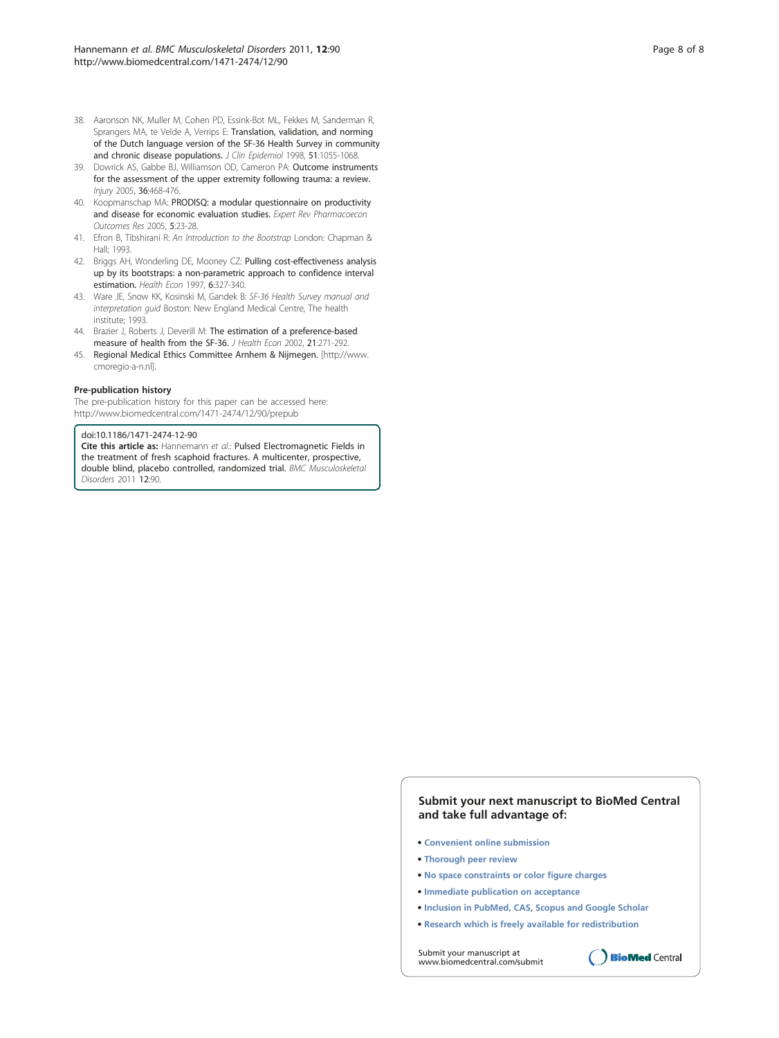38. Aaronson NK, Muller M, Cohen PD, Essink-Bot ML, Fekkes M, Sanderman R, Sprangers MA, te Velde A, Verrips E: **Translation, validation, and norming of the Dutch language version of the SF-36 Health Survey in community and chronic disease populations.** *J Clin Epidemiol* 1998, **51**:1055-1068.
39. Dowrick AS, Gabbe BJ, Williamson OD, Cameron PA: **Outcome instruments for the assessment of the upper extremity following trauma: a review.** *Injury* 2005, **36**:468-476.
40. Koopmanschap MA: **PRODISQ: a modular questionnaire on productivity and disease for economic evaluation studies.** *Expert Rev Pharmacoecon Outcomes Res* 2005, **5**:23-28.
41. Efron B, Tibshirani R: *An Introduction to the Bootstrap* London: Chapman & Hall; 1993.
42. Briggs AH, Wonderling DE, Mooney CZ: **Pulling cost-effectiveness analysis up by its bootstraps: a non-parametric approach to confidence interval estimation.** *Health Econ* 1997, **6**:327-340.
43. Ware JE, Snow KK, Kosinski M, Gandek B: *SF-36 Health Survey manual and interpretation guid* Boston: New England Medical Centre, The health institute; 1993.
44. Brazier J, Roberts J, Deverill M: **The estimation of a preference-based measure of health from the SF-36.** *J Health Econ* 2002, **21**:271-292.
45. **Regional Medical Ethics Committee Arnhem & Nijmegen.** [http://www.cmoregio-a-n.nl].

### Pre-publication history

The pre-publication history for this paper can be accessed here: http://www.biomedcentral.com/1471-2474/12/90/prepub

doi:10.1186/1471-2474-12-90

**Cite this article as:** Hannemann *et al.*: Pulsed Electromagnetic Fields in the treatment of fresh scaphoid fractures. A multicenter, prospective, double blind, placebo controlled, randomized trial. *BMC Musculoskeletal Disorders* 2011 **12**:90.

**Submit your next manuscript to BioMed Central and take full advantage of:**

- Convenient online submission
- Thorough peer review
- No space constraints or color figure charges
- Immediate publication on acceptance
- Inclusion in PubMed, CAS, Scopus and Google Scholar
- Research which is freely available for redistribution

Submit your manuscript at www.biomedcentral.com/submit

BioMed Central